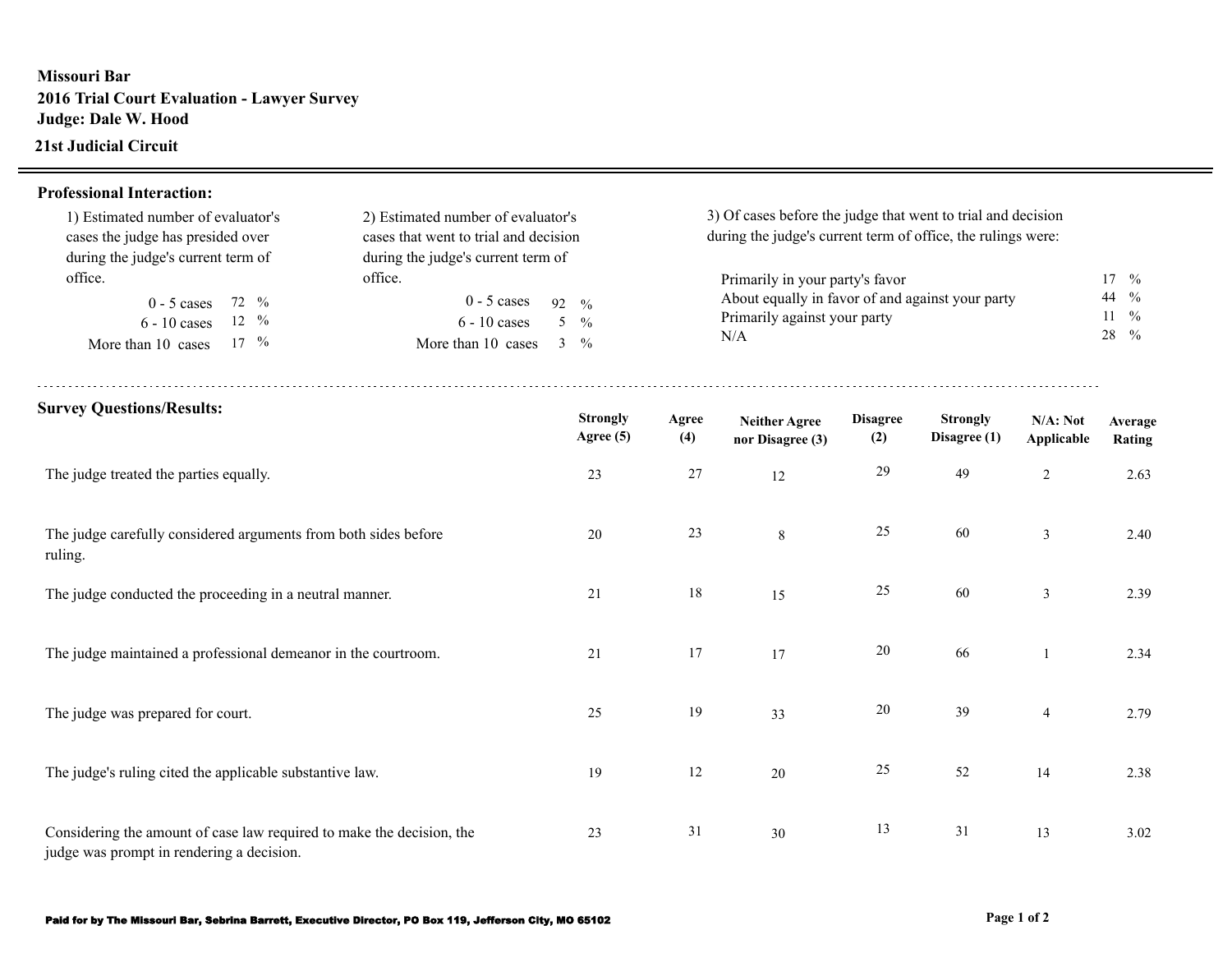**Missouri Bar**
**2016 Trial Court Evaluation - Lawyer Survey**
**Judge: Dale W. Hood**
**21st Judicial Circuit**

## Professional Interaction:

1) Estimated number of evaluator's cases the judge has presided over during the judge's current term of office.

| | |
|---|---|
| 0 - 5 cases | 72 % |
| 6 - 10 cases | 12 % |
| More than 10 cases | 17 % |

2) Estimated number of evaluator's cases that went to trial and decision during the judge's current term of office.

| | |
|---|---|
| 0 - 5 cases | 92 % |
| 6 - 10 cases | 5 % |
| More than 10 cases | 3 % |

3) Of cases before the judge that went to trial and decision during the judge's current term of office, the rulings were:

| | |
|---|---|
| Primarily in your party's favor | 17 % |
| About equally in favor of and against your party | 44 % |
| Primarily against your party | 11 % |
| N/A | 28 % |

## Survey Questions/Results:

| | Strongly Agree (5) | Agree (4) | Neither Agree nor Disagree (3) | Disagree (2) | Strongly Disagree (1) | N/A: Not Applicable | Average Rating |
|---|---|---|---|---|---|---|---|
| The judge treated the parties equally. | 23 | 27 | 12 | 29 | 49 | 2 | 2.63 |
| The judge carefully considered arguments from both sides before ruling. | 20 | 23 | 8 | 25 | 60 | 3 | 2.40 |
| The judge conducted the proceeding in a neutral manner. | 21 | 18 | 15 | 25 | 60 | 3 | 2.39 |
| The judge maintained a professional demeanor in the courtroom. | 21 | 17 | 17 | 20 | 66 | 1 | 2.34 |
| The judge was prepared for court. | 25 | 19 | 33 | 20 | 39 | 4 | 2.79 |
| The judge's ruling cited the applicable substantive law. | 19 | 12 | 20 | 25 | 52 | 14 | 2.38 |
| Considering the amount of case law required to make the decision, the judge was prompt in rendering a decision. | 23 | 31 | 30 | 13 | 31 | 13 | 3.02 |

Paid for by The Missouri Bar, Sebrina Barrett, Executive Director, PO Box 119, Jefferson City, MO 65102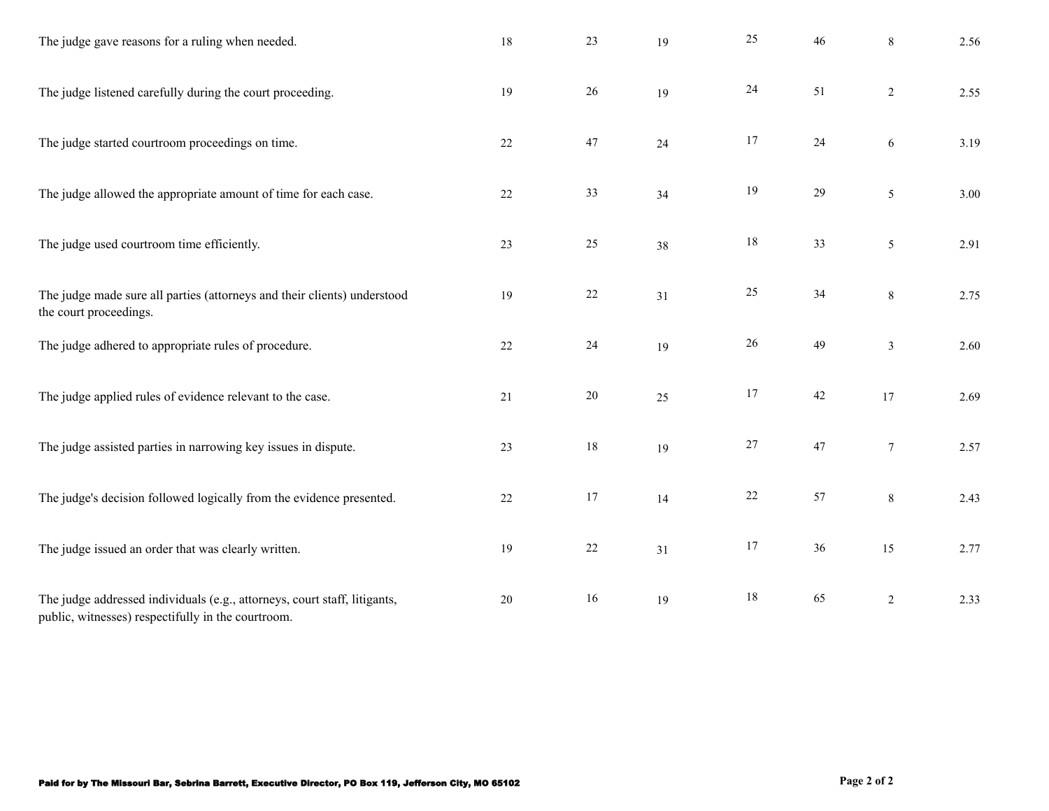| | | | | | | | |
|---|---|---|---|---|---|---|---|
| The judge gave reasons for a ruling when needed. | 18 | 23 | 19 | 25 | 46 | 8 | 2.56 |
| The judge listened carefully during the court proceeding. | 19 | 26 | 19 | 24 | 51 | 2 | 2.55 |
| The judge started courtroom proceedings on time. | 22 | 47 | 24 | 17 | 24 | 6 | 3.19 |
| The judge allowed the appropriate amount of time for each case. | 22 | 33 | 34 | 19 | 29 | 5 | 3.00 |
| The judge used courtroom time efficiently. | 23 | 25 | 38 | 18 | 33 | 5 | 2.91 |
| The judge made sure all parties (attorneys and their clients) understood the court proceedings. | 19 | 22 | 31 | 25 | 34 | 8 | 2.75 |
| The judge adhered to appropriate rules of procedure. | 22 | 24 | 19 | 26 | 49 | 3 | 2.60 |
| The judge applied rules of evidence relevant to the case. | 21 | 20 | 25 | 17 | 42 | 17 | 2.69 |
| The judge assisted parties in narrowing key issues in dispute. | 23 | 18 | 19 | 27 | 47 | 7 | 2.57 |
| The judge's decision followed logically from the evidence presented. | 22 | 17 | 14 | 22 | 57 | 8 | 2.43 |
| The judge issued an order that was clearly written. | 19 | 22 | 31 | 17 | 36 | 15 | 2.77 |
| The judge addressed individuals (e.g., attorneys, court staff, litigants, public, witnesses) respectifully in the courtroom. | 20 | 16 | 19 | 18 | 65 | 2 | 2.33 |

**Paid for by The Missouri Bar, Sebrina Barrett, Executive Director, PO Box 119, Jefferson City, MO 65102**